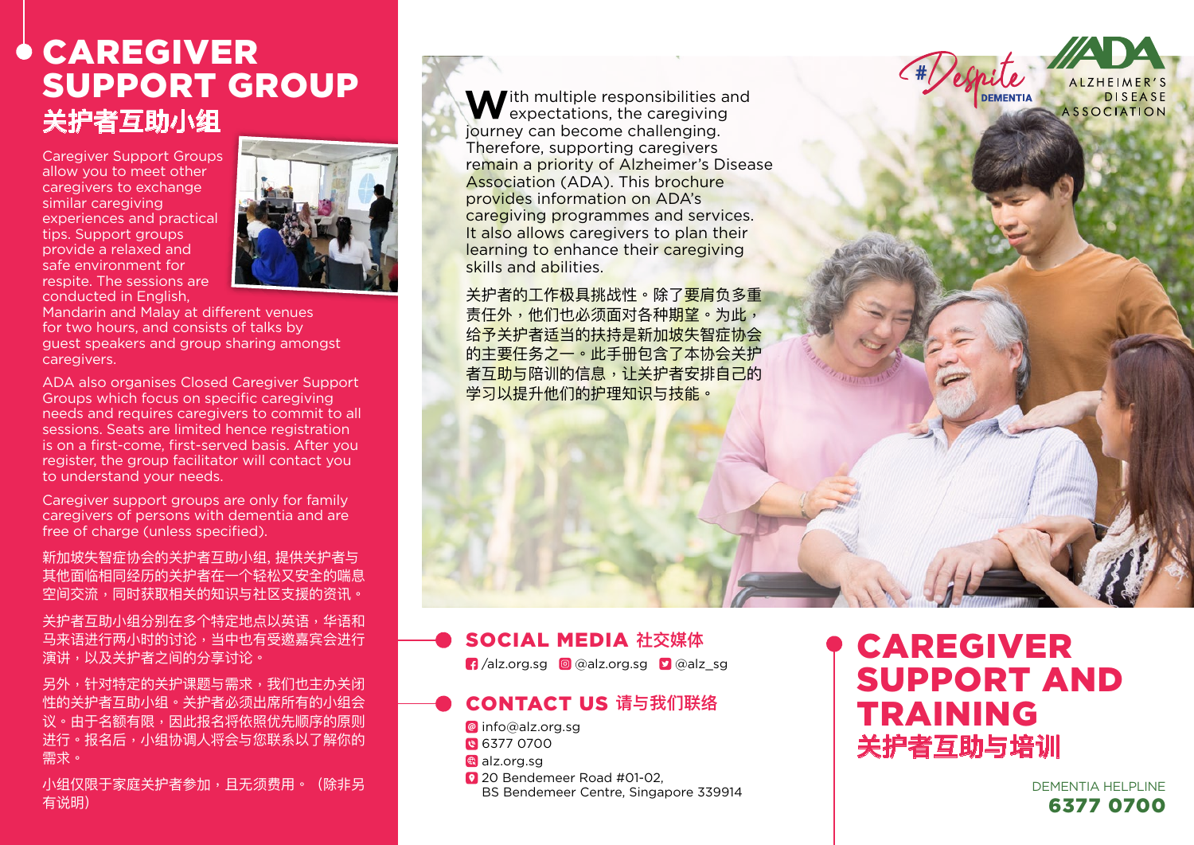# CAREGIVER SUPPORT GROUP
## 关护者互助小组

Caregiver Support Groups allow you to meet other caregivers to exchange similar caregiving experiences and practical tips. Support groups provide a relaxed and safe environment for respite. The sessions are conducted in English, Mandarin and Malay at different venues for two hours, and consists of talks by guest speakers and group sharing amongst caregivers.

ADA also organises Closed Caregiver Support Groups which focus on specific caregiving needs and requires caregivers to commit to all sessions. Seats are limited hence registration is on a first-come, first-served basis. After you register, the group facilitator will contact you to understand your needs.

Caregiver support groups are only for family caregivers of persons with dementia and are free of charge (unless specified).

新加坡失智症协会的关护者互助小组, 提供关护者与其他面临相同经历的关护者在一个轻松又安全的喘息空间交流，同时获取相关的知识与社区支援的资讯。

关护者互助小组分别在多个特定地点以英语，华语和马来语进行两小时的讨论，当中也有受邀嘉宾会进行演讲，以及关护者之间的分享讨论。

另外，针对特定的关护课题与需求，我们也主办关闭性的关护者互助小组。关护者必须出席所有的小组会议。由于名额有限，因此报名将依照优先顺序的原则进行。报名后，小组协调人将会与您联系以了解你的需求。

小组仅限于家庭关护者参加，且无须费用。（除非另有说明）

With multiple responsibilities and expectations, the caregiving journey can become challenging. Therefore, supporting caregivers remain a priority of Alzheimer's Disease Association (ADA). This brochure provides information on ADA's caregiving programmes and services. It also allows caregivers to plan their learning to enhance their caregiving skills and abilities.

关护者的工作极具挑战性。除了要肩负多重责任外，他们也必须面对各种期望。为此，给予关护者适当的扶持是新加坡失智症协会的主要任务之一。此手册包含了本协会关护者互助与陪训的信息，让关护者安排自己的学习以提升他们的护理知识与技能。

#DespiteDEMENTIA

ALZHEIMER'S DISEASE ASSOCIATION

## SOCIAL MEDIA 社交媒体

/alz.org.sg @alz.org.sg @alz_sg

## CONTACT US 请与我们联络

info@alz.org.sg
6377 0700
alz.org.sg
20 Bendemeer Road #01-02,
BS Bendemeer Centre, Singapore 339914

# CAREGIVER SUPPORT AND TRAINING
## 关护者互助与培训

DEMENTIA HELPLINE
**6377 0700**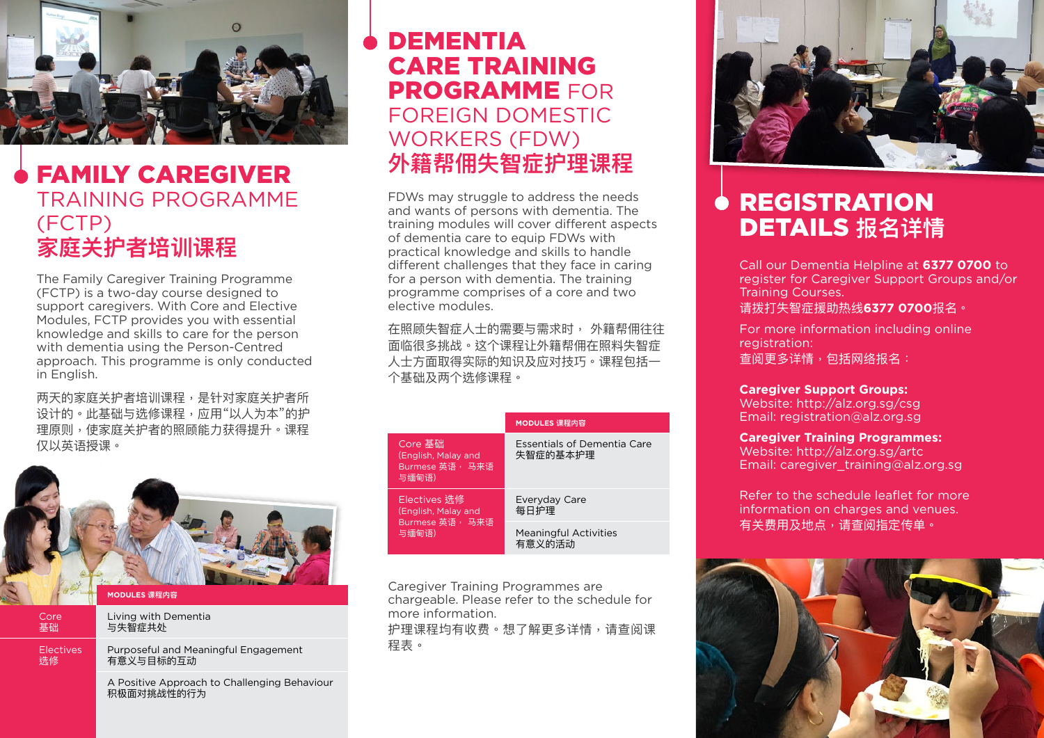# FAMILY CAREGIVER TRAINING PROGRAMME (FCTP) 家庭关护者培训课程

The Family Caregiver Training Programme (FCTP) is a two-day course designed to support caregivers. With Core and Elective Modules, FCTP provides you with essential knowledge and skills to care for the person with dementia using the Person-Centred approach. This programme is only conducted in English.

两天的家庭关护者培训课程，是针对家庭关护者所设计的。此基础与选修课程，应用"以人为本"的护理原则，使家庭关护者的照顾能力获得提升。课程仅以英语授课。

| | MODULES 课程内容 |
|---|---|
| Core 基础 | Living with Dementia 与失智症共处 |
| Electives 选修 | Purposeful and Meaningful Engagement 有意义与目标的互动 |
| | A Positive Approach to Challenging Behaviour 积极面对挑战性的行为 |

# DEMENTIA CARE TRAINING PROGRAMME FOR FOREIGN DOMESTIC WORKERS (FDW) 外籍帮佣失智症护理课程

FDWs may struggle to address the needs and wants of persons with dementia. The training modules will cover different aspects of dementia care to equip FDWs with practical knowledge and skills to handle different challenges that they face in caring for a person with dementia. The training programme comprises of a core and two elective modules.

在照顾失智症人士的需要与需求时， 外籍帮佣往往面临很多挑战。这个课程让外籍帮佣在照料失智症人士方面取得实际的知识及应对技巧。课程包括一个基础及两个选修课程。

| | MODULES 课程内容 |
|---|---|
| Core 基础 (English, Malay and Burmese 英语， 马来语与缅甸语) | Essentials of Dementia Care 失智症的基本护理 |
| Electives 选修 (English, Malay and Burmese 英语， 马来语与缅甸语) | Everyday Care 每日护理 |
| | Meaningful Activities 有意义的活动 |

Caregiver Training Programmes are chargeable. Please refer to the schedule for more information.
护理课程均有收费。想了解更多详情，请查阅课程表。

# REGISTRATION DETAILS 报名详情

Call our Dementia Helpline at **6377 0700** to register for Caregiver Support Groups and/or Training Courses.
请拨打失智症援助热线**6377 0700**报名。

For more information including online registration:
查阅更多详情，包括网络报名：

**Caregiver Support Groups:**
Website: http://alz.org.sg/csg
Email: registration@alz.org.sg

**Caregiver Training Programmes:**
Website: http://alz.org.sg/artc
Email: caregiver_training@alz.org.sg

Refer to the schedule leaflet for more information on charges and venues.
有关费用及地点，请查阅指定传单。